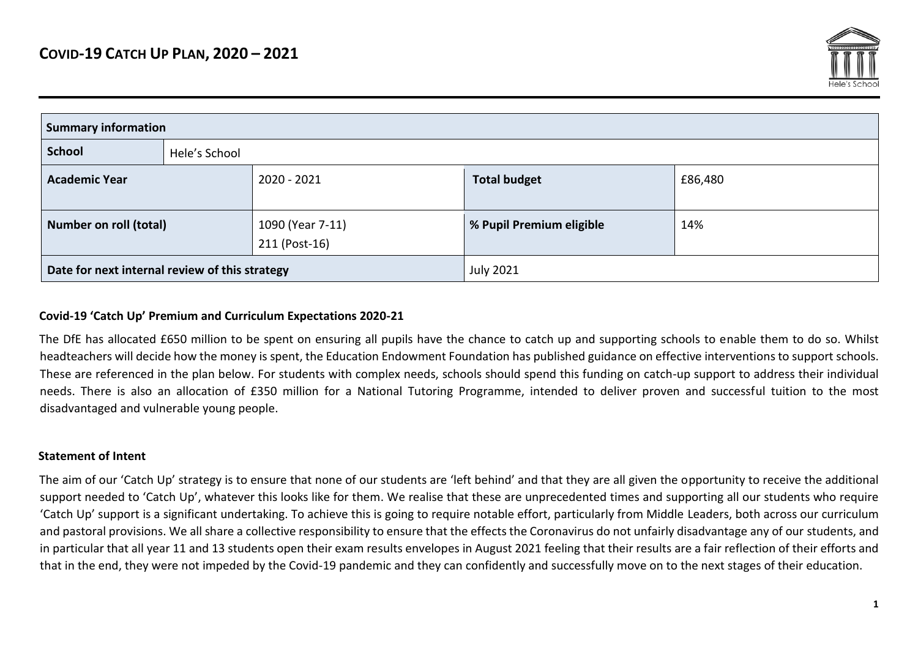# COVID-19 CATCH UP PLAN, 2020 – 2021

| Summary information | | | | |
|---|---|---|---|---|
| **School** | Hele's School | | | |
| **Academic Year** | | 2020 - 2021 | **Total budget** | £86,480 |
| **Number on roll (total)** | | 1090 (Year 7-11)<br>211 (Post-16) | **% Pupil Premium eligible** | 14% |
| **Date for next internal review of this strategy** | | | July 2021 | |

**Covid-19 'Catch Up' Premium and Curriculum Expectations 2020-21**

The DfE has allocated £650 million to be spent on ensuring all pupils have the chance to catch up and supporting schools to enable them to do so. Whilst headteachers will decide how the money is spent, the Education Endowment Foundation has published guidance on effective interventions to support schools. These are referenced in the plan below. For students with complex needs, schools should spend this funding on catch-up support to address their individual needs. There is also an allocation of £350 million for a National Tutoring Programme, intended to deliver proven and successful tuition to the most disadvantaged and vulnerable young people.

**Statement of Intent**

The aim of our 'Catch Up' strategy is to ensure that none of our students are 'left behind' and that they are all given the opportunity to receive the additional support needed to 'Catch Up', whatever this looks like for them. We realise that these are unprecedented times and supporting all our students who require 'Catch Up' support is a significant undertaking. To achieve this is going to require notable effort, particularly from Middle Leaders, both across our curriculum and pastoral provisions. We all share a collective responsibility to ensure that the effects the Coronavirus do not unfairly disadvantage any of our students, and in particular that all year 11 and 13 students open their exam results envelopes in August 2021 feeling that their results are a fair reflection of their efforts and that in the end, they were not impeded by the Covid-19 pandemic and they can confidently and successfully move on to the next stages of their education.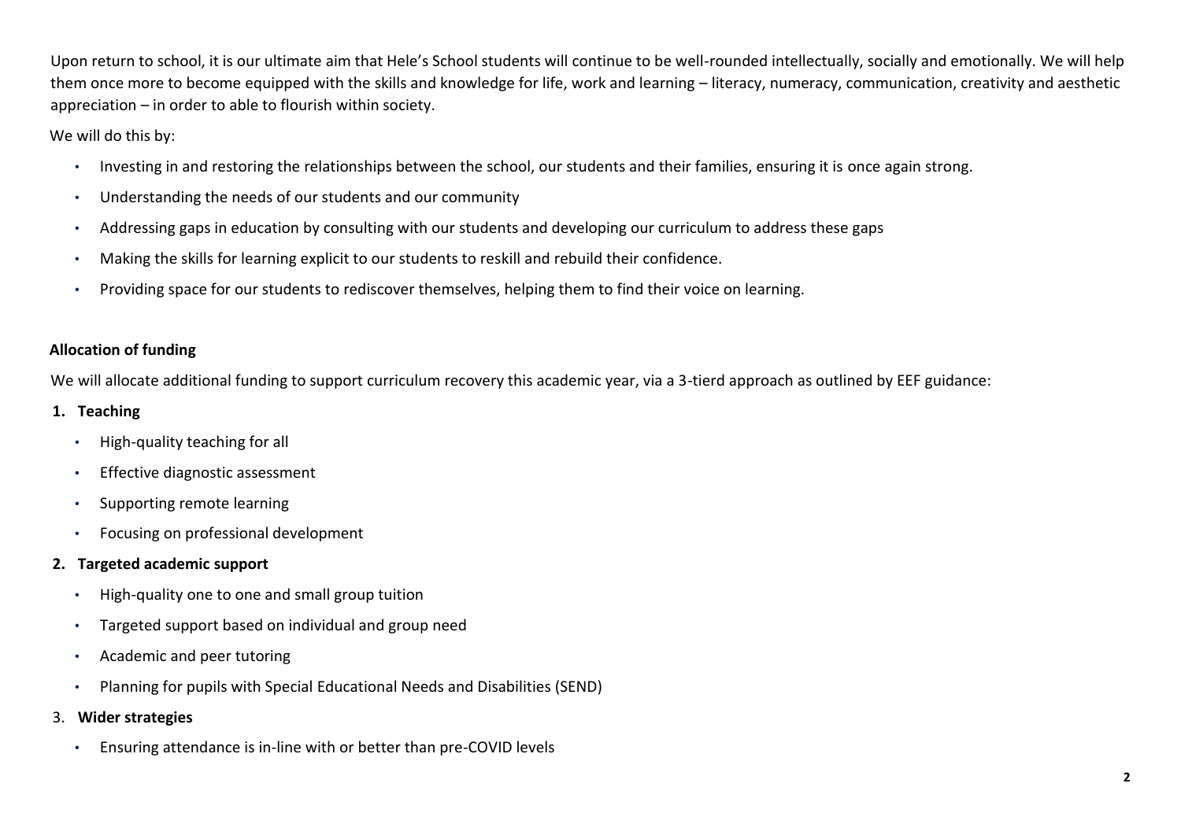Upon return to school, it is our ultimate aim that Hele's School students will continue to be well-rounded intellectually, socially and emotionally. We will help them once more to become equipped with the skills and knowledge for life, work and learning – literacy, numeracy, communication, creativity and aesthetic appreciation – in order to able to flourish within society.

We will do this by:

- Investing in and restoring the relationships between the school, our students and their families, ensuring it is once again strong.
- Understanding the needs of our students and our community
- Addressing gaps in education by consulting with our students and developing our curriculum to address these gaps
- Making the skills for learning explicit to our students to reskill and rebuild their confidence.
- Providing space for our students to rediscover themselves, helping them to find their voice on learning.

**Allocation of funding**

We will allocate additional funding to support curriculum recovery this academic year, via a 3-tierd approach as outlined by EEF guidance:

1. **Teaching**
   - High-quality teaching for all
   - Effective diagnostic assessment
   - Supporting remote learning
   - Focusing on professional development
2. **Targeted academic support**
   - High-quality one to one and small group tuition
   - Targeted support based on individual and group need
   - Academic and peer tutoring
   - Planning for pupils with Special Educational Needs and Disabilities (SEND)
3. **Wider strategies**
   - Ensuring attendance is in-line with or better than pre-COVID levels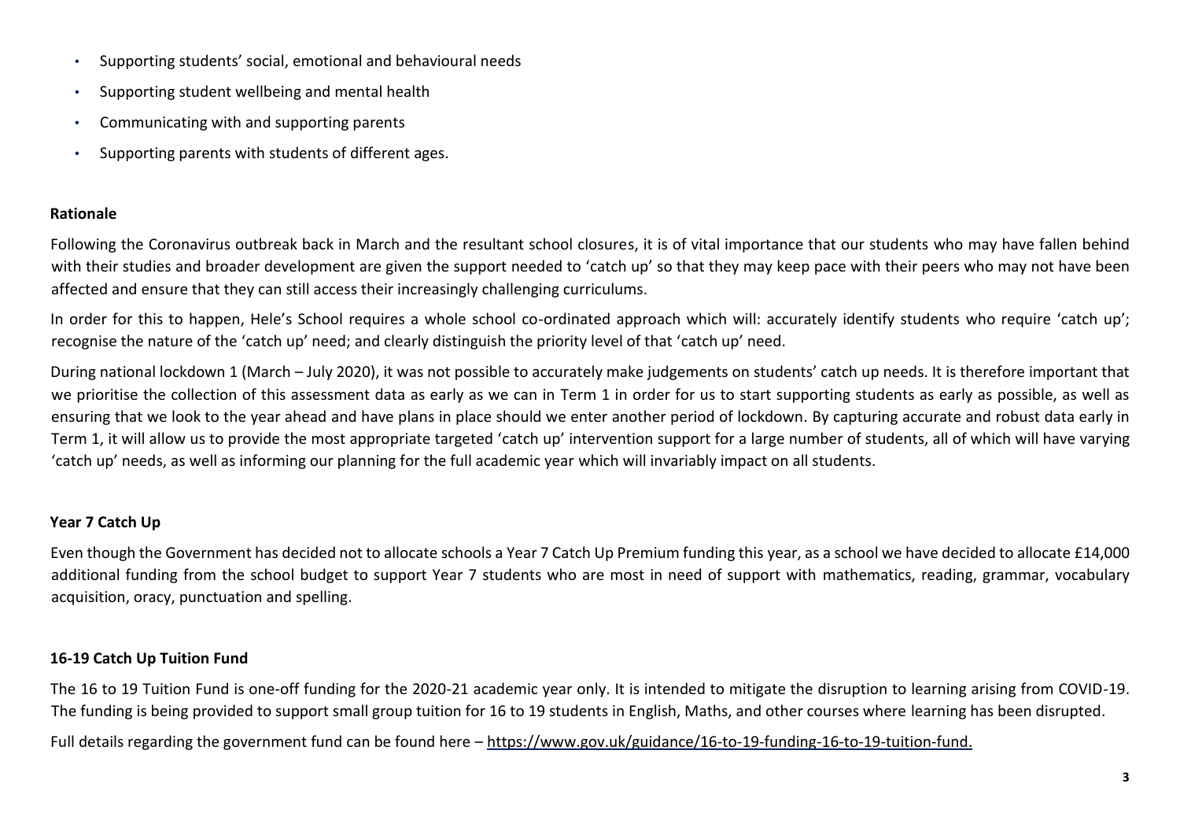- Supporting students' social, emotional and behavioural needs
- Supporting student wellbeing and mental health
- Communicating with and supporting parents
- Supporting parents with students of different ages.

**Rationale**

Following the Coronavirus outbreak back in March and the resultant school closures, it is of vital importance that our students who may have fallen behind with their studies and broader development are given the support needed to 'catch up' so that they may keep pace with their peers who may not have been affected and ensure that they can still access their increasingly challenging curriculums.

In order for this to happen, Hele's School requires a whole school co-ordinated approach which will: accurately identify students who require 'catch up'; recognise the nature of the 'catch up' need; and clearly distinguish the priority level of that 'catch up' need.

During national lockdown 1 (March – July 2020), it was not possible to accurately make judgements on students' catch up needs. It is therefore important that we prioritise the collection of this assessment data as early as we can in Term 1 in order for us to start supporting students as early as possible, as well as ensuring that we look to the year ahead and have plans in place should we enter another period of lockdown. By capturing accurate and robust data early in Term 1, it will allow us to provide the most appropriate targeted 'catch up' intervention support for a large number of students, all of which will have varying 'catch up' needs, as well as informing our planning for the full academic year which will invariably impact on all students.

**Year 7 Catch Up**

Even though the Government has decided not to allocate schools a Year 7 Catch Up Premium funding this year, as a school we have decided to allocate £14,000 additional funding from the school budget to support Year 7 students who are most in need of support with mathematics, reading, grammar, vocabulary acquisition, oracy, punctuation and spelling.

**16-19 Catch Up Tuition Fund**

The 16 to 19 Tuition Fund is one-off funding for the 2020-21 academic year only. It is intended to mitigate the disruption to learning arising from COVID-19. The funding is being provided to support small group tuition for 16 to 19 students in English, Maths, and other courses where learning has been disrupted.

Full details regarding the government fund can be found here – https://www.gov.uk/guidance/16-to-19-funding-16-to-19-tuition-fund.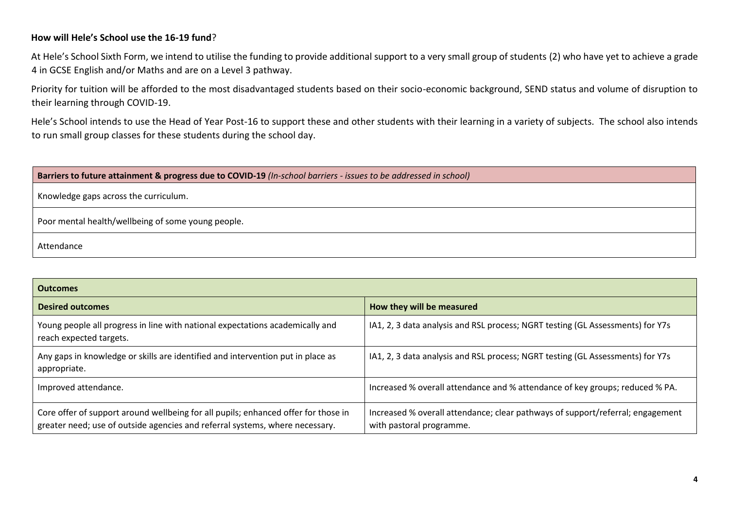**How will Hele's School use the 16-19 fund**?

At Hele's School Sixth Form, we intend to utilise the funding to provide additional support to a very small group of students (2) who have yet to achieve a grade 4 in GCSE English and/or Maths and are on a Level 3 pathway.

Priority for tuition will be afforded to the most disadvantaged students based on their socio-economic background, SEND status and volume of disruption to their learning through COVID-19.

Hele's School intends to use the Head of Year Post-16 to support these and other students with their learning in a variety of subjects. The school also intends to run small group classes for these students during the school day.

| **Barriers to future attainment & progress due to COVID-19** *(In-school barriers - issues to be addressed in school)* |
| --- |
| Knowledge gaps across the curriculum. |
| Poor mental health/wellbeing of some young people. |
| Attendance |

| **Outcomes** | |
| --- | --- |
| **Desired outcomes** | **How they will be measured** |
| Young people all progress in line with national expectations academically and reach expected targets. | IA1, 2, 3 data analysis and RSL process; NGRT testing (GL Assessments) for Y7s |
| Any gaps in knowledge or skills are identified and intervention put in place as appropriate. | IA1, 2, 3 data analysis and RSL process; NGRT testing (GL Assessments) for Y7s |
| Improved attendance. | Increased % overall attendance and % attendance of key groups; reduced % PA. |
| Core offer of support around wellbeing for all pupils; enhanced offer for those in greater need; use of outside agencies and referral systems, where necessary. | Increased % overall attendance; clear pathways of support/referral; engagement with pastoral programme. |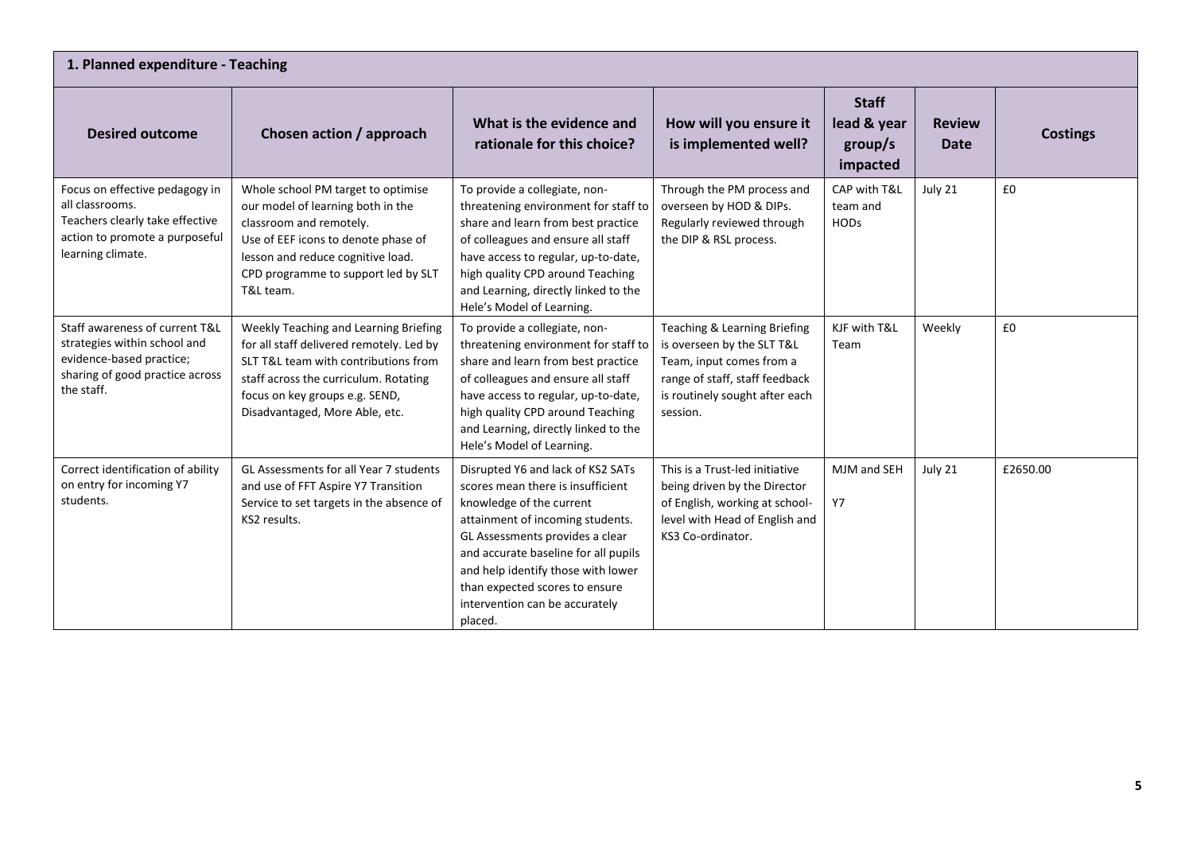## 1. Planned expenditure - Teaching

| Desired outcome | Chosen action / approach | What is the evidence and rationale for this choice? | How will you ensure it is implemented well? | Staff lead & year group/s impacted | Review Date | Costings |
|---|---|---|---|---|---|---|
| Focus on effective pedagogy in all classrooms. Teachers clearly take effective action to promote a purposeful learning climate. | Whole school PM target to optimise our model of learning both in the classroom and remotely. Use of EEF icons to denote phase of lesson and reduce cognitive load. CPD programme to support led by SLT T&L team. | To provide a collegiate, non-threatening environment for staff to share and learn from best practice of colleagues and ensure all staff have access to regular, up-to-date, high quality CPD around Teaching and Learning, directly linked to the Hele's Model of Learning. | Through the PM process and overseen by HOD & DIPs. Regularly reviewed through the DIP & RSL process. | CAP with T&L team and HODs | July 21 | £0 |
| Staff awareness of current T&L strategies within school and evidence-based practice; sharing of good practice across the staff. | Weekly Teaching and Learning Briefing for all staff delivered remotely. Led by SLT T&L team with contributions from staff across the curriculum. Rotating focus on key groups e.g. SEND, Disadvantaged, More Able, etc. | To provide a collegiate, non-threatening environment for staff to share and learn from best practice of colleagues and ensure all staff have access to regular, up-to-date, high quality CPD around Teaching and Learning, directly linked to the Hele's Model of Learning. | Teaching & Learning Briefing is overseen by the SLT T&L Team, input comes from a range of staff, staff feedback is routinely sought after each session. | KJF with T&L Team | Weekly | £0 |
| Correct identification of ability on entry for incoming Y7 students. | GL Assessments for all Year 7 students and use of FFT Aspire Y7 Transition Service to set targets in the absence of KS2 results. | Disrupted Y6 and lack of KS2 SATs scores mean there is insufficient knowledge of the current attainment of incoming students. GL Assessments provides a clear and accurate baseline for all pupils and help identify those with lower than expected scores to ensure intervention can be accurately placed. | This is a Trust-led initiative being driven by the Director of English, working at school-level with Head of English and KS3 Co-ordinator. | MJM and SEH<br><br>Y7 | July 21 | £2650.00 |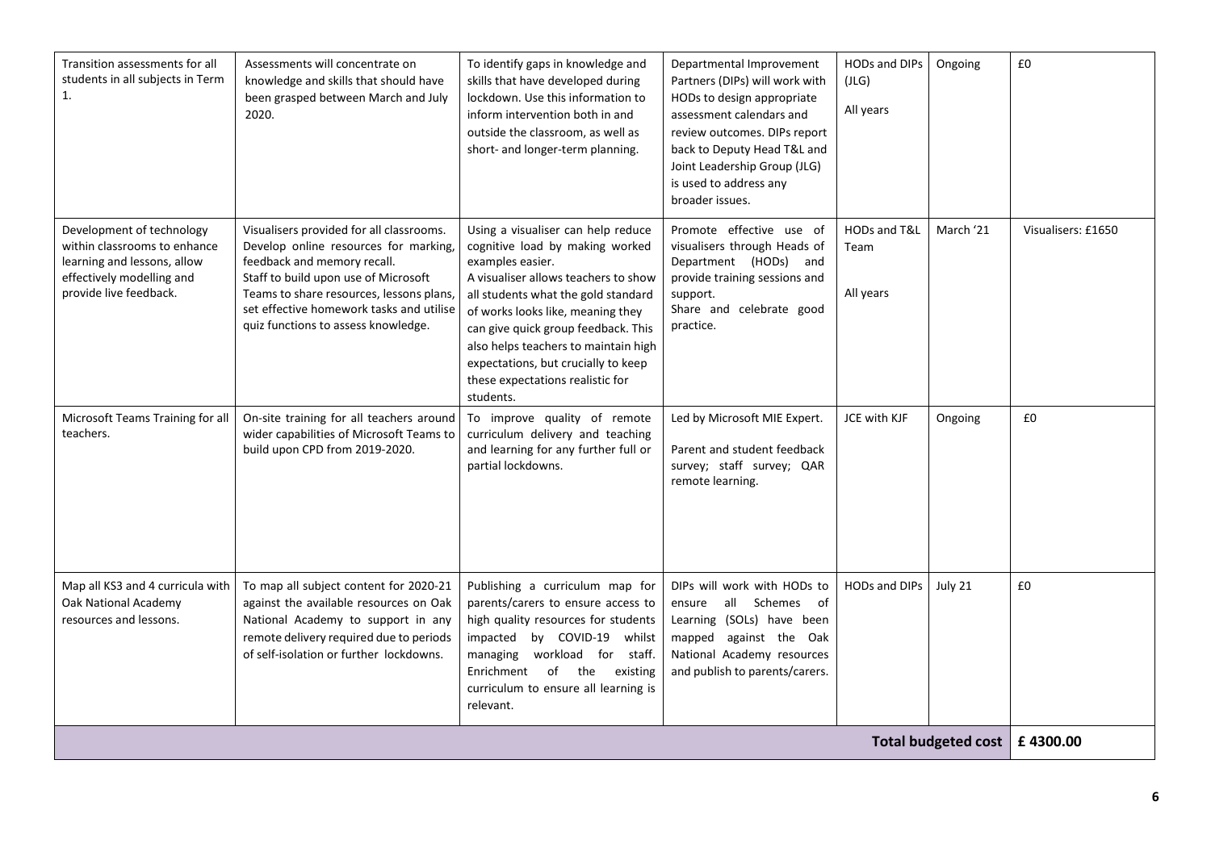| Transition assessments for all students in all subjects in Term 1. | Assessments will concentrate on knowledge and skills that should have been grasped between March and July 2020. | To identify gaps in knowledge and skills that have developed during lockdown. Use this information to inform intervention both in and outside the classroom, as well as short- and longer-term planning. | Departmental Improvement Partners (DIPs) will work with HODs to design appropriate assessment calendars and review outcomes. DIPs report back to Deputy Head T&L and Joint Leadership Group (JLG) is used to address any broader issues. | HODs and DIPs (JLG)<br><br>All years | Ongoing | £0 |
|---|---|---|---|---|---|---|
| Development of technology within classrooms to enhance learning and lessons, allow effectively modelling and provide live feedback. | Visualisers provided for all classrooms. Develop online resources for marking, feedback and memory recall.<br>Staff to build upon use of Microsoft Teams to share resources, lessons plans, set effective homework tasks and utilise quiz functions to assess knowledge. | Using a visualiser can help reduce cognitive load by making worked examples easier.<br>A visualiser allows teachers to show all students what the gold standard of works looks like, meaning they can give quick group feedback. This also helps teachers to maintain high expectations, but crucially to keep these expectations realistic for students. | Promote effective use of visualisers through Heads of Department (HODs) and provide training sessions and support.<br>Share and celebrate good practice. | HODs and T&L Team<br><br>All years | March '21 | Visualisers: £1650 |
| Microsoft Teams Training for all teachers. | On-site training for all teachers around wider capabilities of Microsoft Teams to build upon CPD from 2019-2020. | To improve quality of remote curriculum delivery and teaching and learning for any further full or partial lockdowns. | Led by Microsoft MIE Expert.<br><br>Parent and student feedback survey; staff survey; QAR remote learning. | JCE with KJF | Ongoing | £0 |
| Map all KS3 and 4 curricula with Oak National Academy resources and lessons. | To map all subject content for 2020-21 against the available resources on Oak National Academy to support in any remote delivery required due to periods of self-isolation or further lockdowns. | Publishing a curriculum map for parents/carers to ensure access to high quality resources for students impacted by COVID-19 whilst managing workload for staff. Enrichment of the existing curriculum to ensure all learning is relevant. | DIPs will work with HODs to ensure all Schemes of Learning (SOLs) have been mapped against the Oak National Academy resources and publish to parents/carers. | HODs and DIPs | July 21 | £0 |
| | | | | | **Total budgeted cost** | **£ 4300.00** |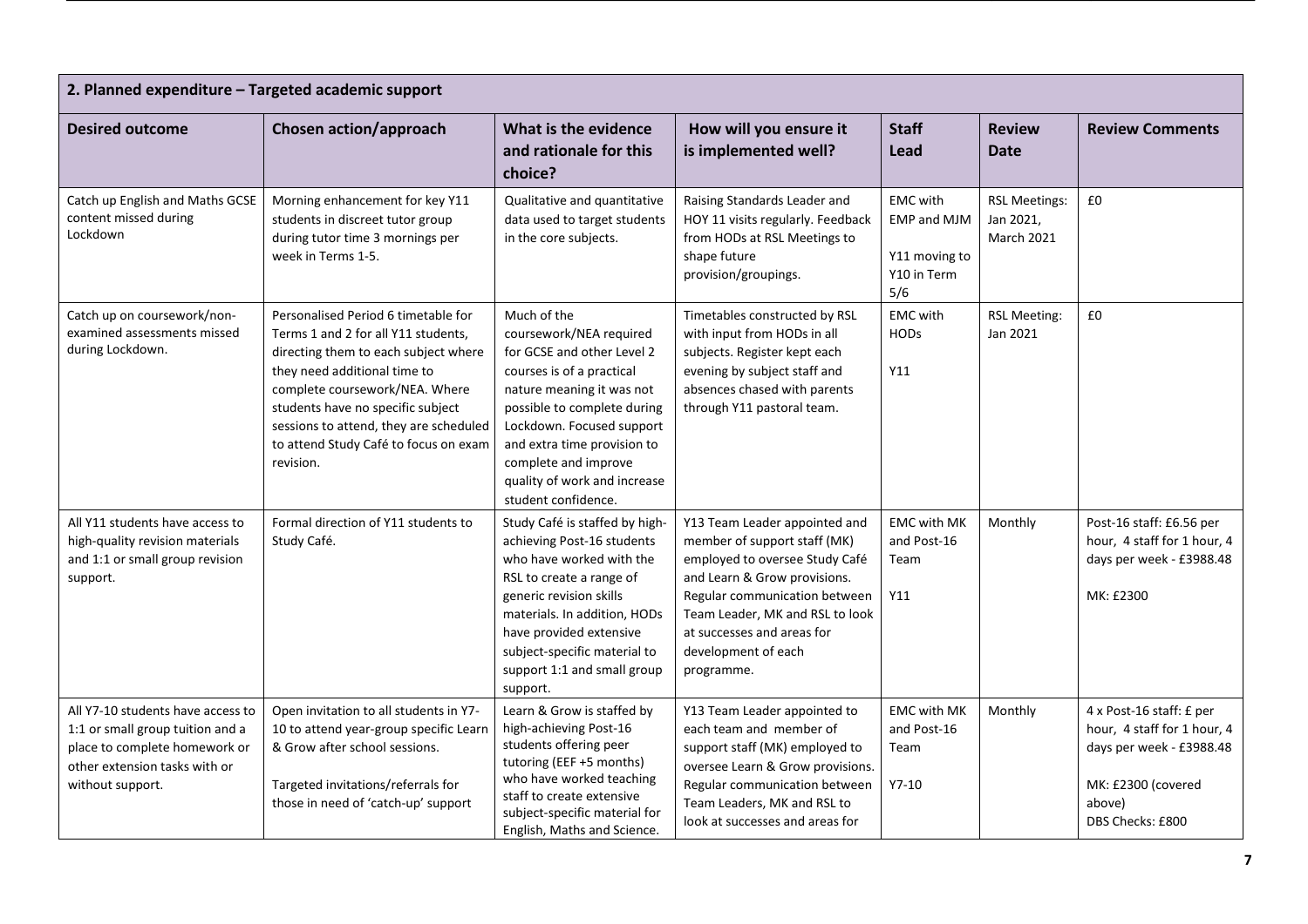| 2. Planned expenditure – Targeted academic support | | | | | | |
|---|---|---|---|---|---|---|
| **Desired outcome** | **Chosen action/approach** | **What is the evidence and rationale for this choice?** | **How will you ensure it is implemented well?** | **Staff Lead** | **Review Date** | **Review Comments** |
| Catch up English and Maths GCSE content missed during Lockdown | Morning enhancement for key Y11 students in discreet tutor group during tutor time 3 mornings per week in Terms 1-5. | Qualitative and quantitative data used to target students in the core subjects. | Raising Standards Leader and HOY 11 visits regularly. Feedback from HODs at RSL Meetings to shape future provision/groupings. | EMC with EMP and MJM<br><br>Y11 moving to Y10 in Term 5/6 | RSL Meetings: Jan 2021, March 2021 | £0 |
| Catch up on coursework/non-examined assessments missed during Lockdown. | Personalised Period 6 timetable for Terms 1 and 2 for all Y11 students, directing them to each subject where they need additional time to complete coursework/NEA. Where students have no specific subject sessions to attend, they are scheduled to attend Study Café to focus on exam revision. | Much of the coursework/NEA required for GCSE and other Level 2 courses is of a practical nature meaning it was not possible to complete during Lockdown. Focused support and extra time provision to complete and improve quality of work and increase student confidence. | Timetables constructed by RSL with input from HODs in all subjects. Register kept each evening by subject staff and absences chased with parents through Y11 pastoral team. | EMC with HODs<br><br>Y11 | RSL Meeting: Jan 2021 | £0 |
| All Y11 students have access to high-quality revision materials and 1:1 or small group revision support. | Formal direction of Y11 students to Study Café. | Study Café is staffed by high-achieving Post-16 students who have worked with the RSL to create a range of generic revision skills materials. In addition, HODs have provided extensive subject-specific material to support 1:1 and small group support. | Y13 Team Leader appointed and member of support staff (MK) employed to oversee Study Café and Learn & Grow provisions. Regular communication between Team Leader, MK and RSL to look at successes and areas for development of each programme. | EMC with MK and Post-16 Team<br><br>Y11 | Monthly | Post-16 staff: £6.56 per hour, 4 staff for 1 hour, 4 days per week - £3988.48<br><br>MK: £2300 |
| All Y7-10 students have access to 1:1 or small group tuition and a place to complete homework or other extension tasks with or without support. | Open invitation to all students in Y7-10 to attend year-group specific Learn & Grow after school sessions.<br><br>Targeted invitations/referrals for those in need of 'catch-up' support | Learn & Grow is staffed by high-achieving Post-16 students offering peer tutoring (EEF +5 months) who have worked teaching staff to create extensive subject-specific material for English, Maths and Science. | Y13 Team Leader appointed to each team and member of support staff (MK) employed to oversee Learn & Grow provisions. Regular communication between Team Leaders, MK and RSL to look at successes and areas for | EMC with MK and Post-16 Team<br><br>Y7-10 | Monthly | 4 x Post-16 staff: £ per hour, 4 staff for 1 hour, 4 days per week - £3988.48<br><br>MK: £2300 (covered above)<br>DBS Checks: £800 |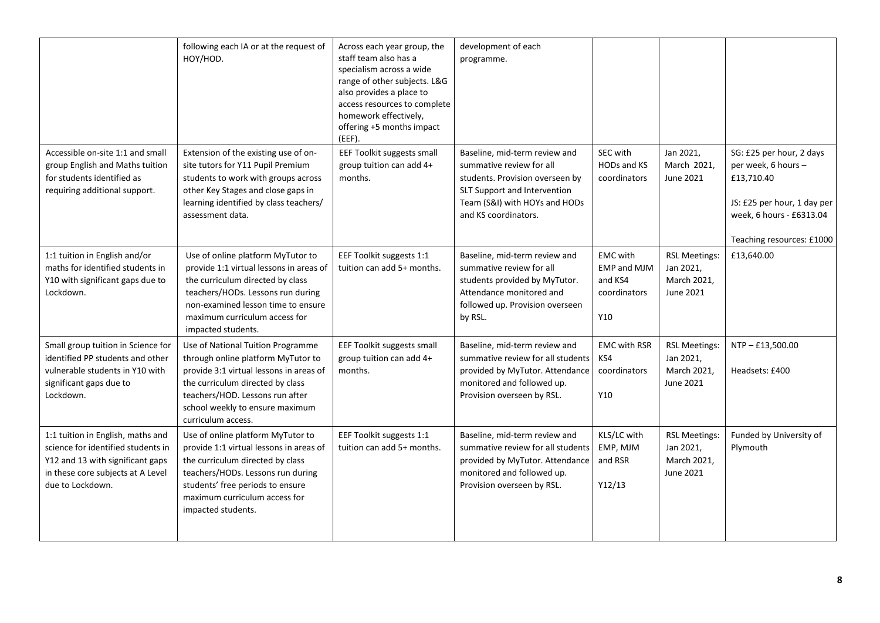| | | | | | | |
|---|---|---|---|---|---|---|
| | following each IA or at the request of HOY/HOD. | Across each year group, the staff team also has a specialism across a wide range of other subjects. L&G also provides a place to access resources to complete homework effectively, offering +5 months impact (EEF). | development of each programme. | | | |
| Accessible on-site 1:1 and small group English and Maths tuition for students identified as requiring additional support. | Extension of the existing use of on-site tutors for Y11 Pupil Premium students to work with groups across other Key Stages and close gaps in learning identified by class teachers/ assessment data. | EEF Toolkit suggests small group tuition can add 4+ months. | Baseline, mid-term review and summative review for all students. Provision overseen by SLT Support and Intervention Team (S&I) with HOYs and HODs and KS coordinators. | SEC with HODs and KS coordinators | Jan 2021, March 2021, June 2021 | SG: £25 per hour, 2 days per week, 6 hours – £13,710.40<br><br>JS: £25 per hour, 1 day per week, 6 hours - £6313.04<br><br>Teaching resources: £1000 |
| 1:1 tuition in English and/or maths for identified students in Y10 with significant gaps due to Lockdown. | Use of online platform MyTutor to provide 1:1 virtual lessons in areas of the curriculum directed by class teachers/HODs. Lessons run during non-examined lesson time to ensure maximum curriculum access for impacted students. | EEF Toolkit suggests 1:1 tuition can add 5+ months. | Baseline, mid-term review and summative review for all students provided by MyTutor. Attendance monitored and followed up. Provision overseen by RSL. | EMC with EMP and MJM and KS4 coordinators<br><br>Y10 | RSL Meetings: Jan 2021, March 2021, June 2021 | £13,640.00 |
| Small group tuition in Science for identified PP students and other vulnerable students in Y10 with significant gaps due to Lockdown. | Use of National Tuition Programme through online platform MyTutor to provide 3:1 virtual lessons in areas of the curriculum directed by class teachers/HOD. Lessons run after school weekly to ensure maximum curriculum access. | EEF Toolkit suggests small group tuition can add 4+ months. | Baseline, mid-term review and summative review for all students provided by MyTutor. Attendance monitored and followed up. Provision overseen by RSL. | EMC with RSR KS4 coordinators<br><br>Y10 | RSL Meetings: Jan 2021, March 2021, June 2021 | NTP – £13,500.00<br><br>Headsets: £400 |
| 1:1 tuition in English, maths and science for identified students in Y12 and 13 with significant gaps in these core subjects at A Level due to Lockdown. | Use of online platform MyTutor to provide 1:1 virtual lessons in areas of the curriculum directed by class teachers/HODs. Lessons run during students' free periods to ensure maximum curriculum access for impacted students. | EEF Toolkit suggests 1:1 tuition can add 5+ months. | Baseline, mid-term review and summative review for all students provided by MyTutor. Attendance monitored and followed up. Provision overseen by RSL. | KLS/LC with EMP, MJM and RSR<br><br>Y12/13 | RSL Meetings: Jan 2021, March 2021, June 2021 | Funded by University of Plymouth |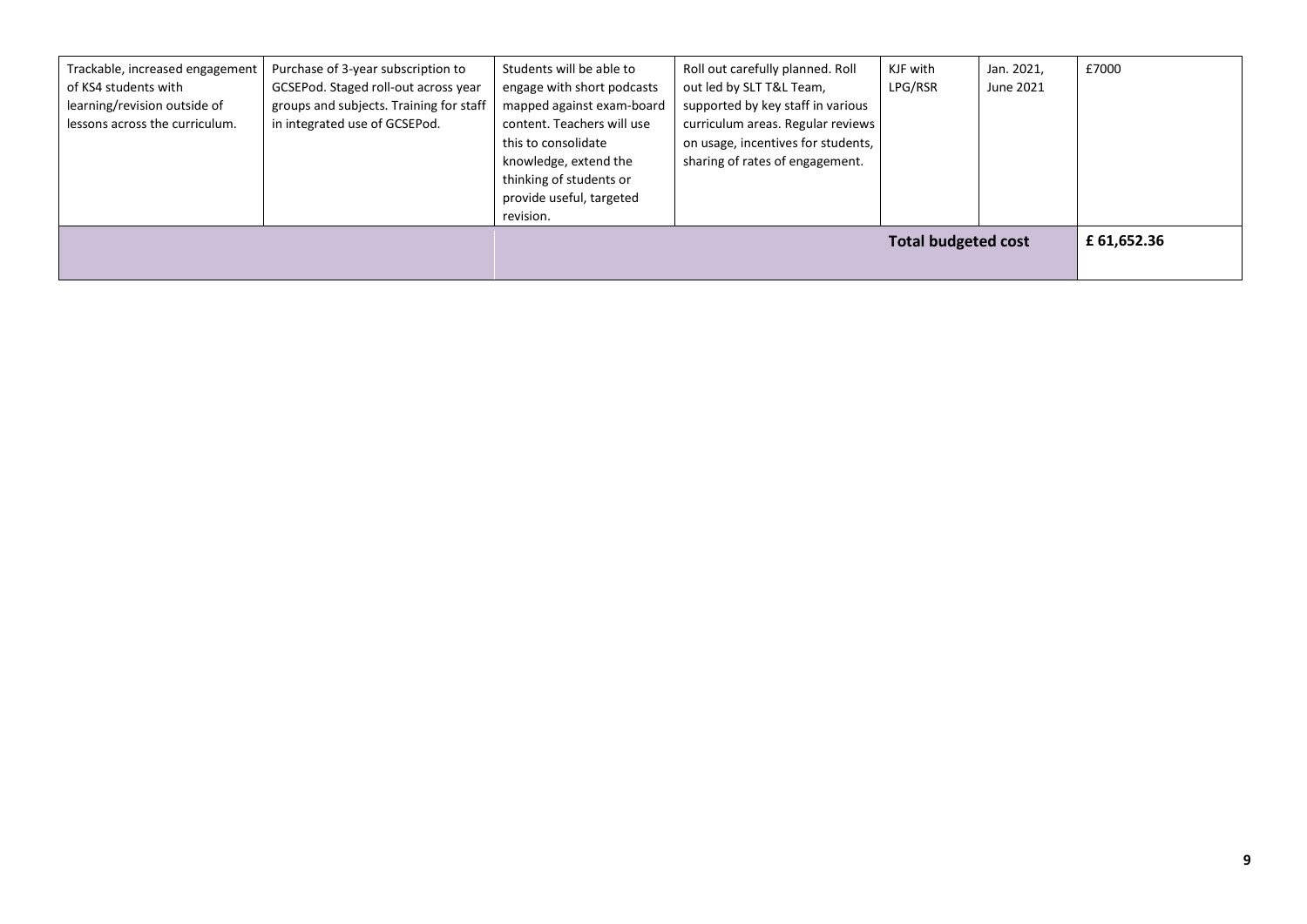| | | | | | | |
|---|---|---|---|---|---|---|
| Trackable, increased engagement of KS4 students with learning/revision outside of lessons across the curriculum. | Purchase of 3-year subscription to GCSEPod. Staged roll-out across year groups and subjects. Training for staff in integrated use of GCSEPod. | Students will be able to engage with short podcasts mapped against exam-board content. Teachers will use this to consolidate knowledge, extend the thinking of students or provide useful, targeted revision. | Roll out carefully planned. Roll out led by SLT T&L Team, supported by key staff in various curriculum areas. Regular reviews on usage, incentives for students, sharing of rates of engagement. | KJF with LPG/RSR | Jan. 2021, June 2021 | £7000 |
| | | | | **Total budgeted cost** | | **£ 61,652.36** |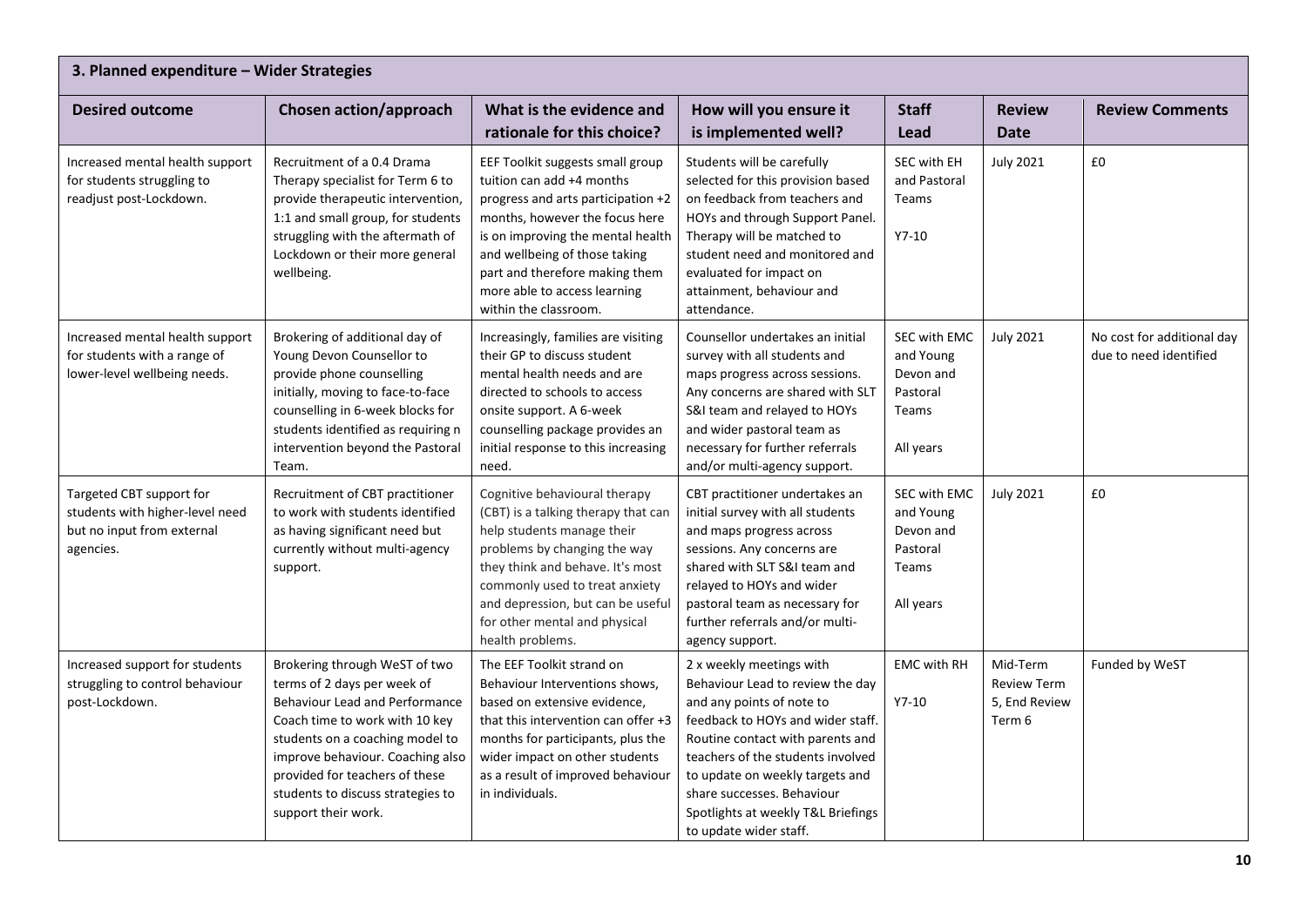## 3. Planned expenditure – Wider Strategies

| Desired outcome | Chosen action/approach | What is the evidence and rationale for this choice? | How will you ensure it is implemented well? | Staff Lead | Review Date | Review Comments |
|---|---|---|---|---|---|---|
| Increased mental health support for students struggling to readjust post-Lockdown. | Recruitment of a 0.4 Drama Therapy specialist for Term 6 to provide therapeutic intervention, 1:1 and small group, for students struggling with the aftermath of Lockdown or their more general wellbeing. | EEF Toolkit suggests small group tuition can add +4 months progress and arts participation +2 months, however the focus here is on improving the mental health and wellbeing of those taking part and therefore making them more able to access learning within the classroom. | Students will be carefully selected for this provision based on feedback from teachers and HOYs and through Support Panel. Therapy will be matched to student need and monitored and evaluated for impact on attainment, behaviour and attendance. | SEC with EH and Pastoral Teams<br><br>Y7-10 | July 2021 | £0 |
| Increased mental health support for students with a range of lower-level wellbeing needs. | Brokering of additional day of Young Devon Counsellor to provide phone counselling initially, moving to face-to-face counselling in 6-week blocks for students identified as requiring n intervention beyond the Pastoral Team. | Increasingly, families are visiting their GP to discuss student mental health needs and are directed to schools to access onsite support. A 6-week counselling package provides an initial response to this increasing need. | Counsellor undertakes an initial survey with all students and maps progress across sessions. Any concerns are shared with SLT S&I team and relayed to HOYs and wider pastoral team as necessary for further referrals and/or multi-agency support. | SEC with EMC and Young Devon and Pastoral Teams<br><br>All years | July 2021 | No cost for additional day due to need identified |
| Targeted CBT support for students with higher-level need but no input from external agencies. | Recruitment of CBT practitioner to work with students identified as having significant need but currently without multi-agency support. | Cognitive behavioural therapy (CBT) is a talking therapy that can help students manage their problems by changing the way they think and behave. It's most commonly used to treat anxiety and depression, but can be useful for other mental and physical health problems. | CBT practitioner undertakes an initial survey with all students and maps progress across sessions. Any concerns are shared with SLT S&I team and relayed to HOYs and wider pastoral team as necessary for further referrals and/or multi-agency support. | SEC with EMC and Young Devon and Pastoral Teams<br><br>All years | July 2021 | £0 |
| Increased support for students struggling to control behaviour post-Lockdown. | Brokering through WeST of two terms of 2 days per week of Behaviour Lead and Performance Coach time to work with 10 key students on a coaching model to improve behaviour. Coaching also provided for teachers of these students to discuss strategies to support their work. | The EEF Toolkit strand on Behaviour Interventions shows, based on extensive evidence, that this intervention can offer +3 months for participants, plus the wider impact on other students as a result of improved behaviour in individuals. | 2 x weekly meetings with Behaviour Lead to review the day and any points of note to feedback to HOYs and wider staff. Routine contact with parents and teachers of the students involved to update on weekly targets and share successes. Behaviour Spotlights at weekly T&L Briefings to update wider staff. | EMC with RH<br><br>Y7-10 | Mid-Term Review Term 5, End Review Term 6 | Funded by WeST |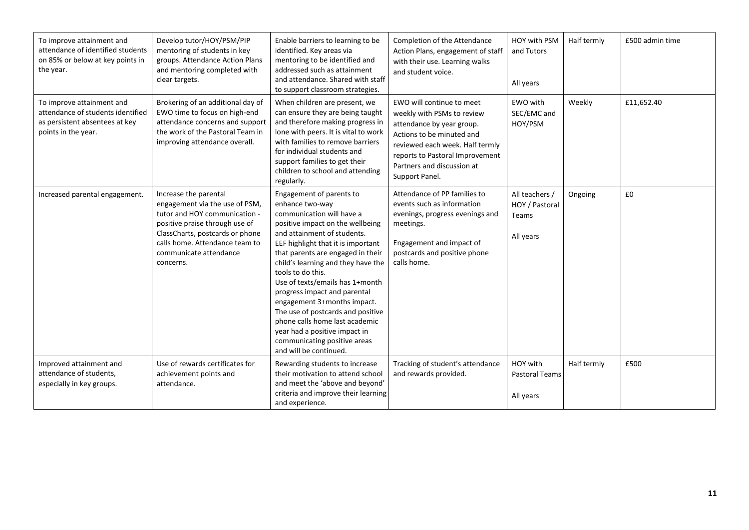| To improve attainment and attendance of identified students on 85% or below at key points in the year. | Develop tutor/HOY/PSM/PIP mentoring of students in key groups. Attendance Action Plans and mentoring completed with clear targets. | Enable barriers to learning to be identified. Key areas via mentoring to be identified and addressed such as attainment and attendance. Shared with staff to support classroom strategies. | Completion of the Attendance Action Plans, engagement of staff with their use. Learning walks and student voice. | HOY with PSM and Tutors<br><br>All years | Half termly | £500 admin time |
|---|---|---|---|---|---|---|
| To improve attainment and attendance of students identified as persistent absentees at key points in the year. | Brokering of an additional day of EWO time to focus on high-end attendance concerns and support the work of the Pastoral Team in improving attendance overall. | When children are present, we can ensure they are being taught and therefore making progress in lone with peers. It is vital to work with families to remove barriers for individual students and support families to get their children to school and attending regularly. | EWO will continue to meet weekly with PSMs to review attendance by year group. Actions to be minuted and reviewed each week. Half termly reports to Pastoral Improvement Partners and discussion at Support Panel. | EWO with SEC/EMC and HOY/PSM | Weekly | £11,652.40 |
| Increased parental engagement. | Increase the parental engagement via the use of PSM, tutor and HOY communication - positive praise through use of ClassCharts, postcards or phone calls home. Attendance team to communicate attendance concerns. | Engagement of parents to enhance two-way communication will have a positive impact on the wellbeing and attainment of students. EEF highlight that it is important that parents are engaged in their child's learning and they have the tools to do this.<br>Use of texts/emails has 1+month progress impact and parental engagement 3+months impact.<br>The use of postcards and positive phone calls home last academic year had a positive impact in communicating positive areas and will be continued. | Attendance of PP families to events such as information evenings, progress evenings and meetings.<br><br>Engagement and impact of postcards and positive phone calls home. | All teachers / HOY / Pastoral Teams<br><br>All years | Ongoing | £0 |
| Improved attainment and attendance of students, especially in key groups. | Use of rewards certificates for achievement points and attendance. | Rewarding students to increase their motivation to attend school and meet the 'above and beyond' criteria and improve their learning and experience. | Tracking of student's attendance and rewards provided. | HOY with Pastoral Teams<br><br>All years | Half termly | £500 |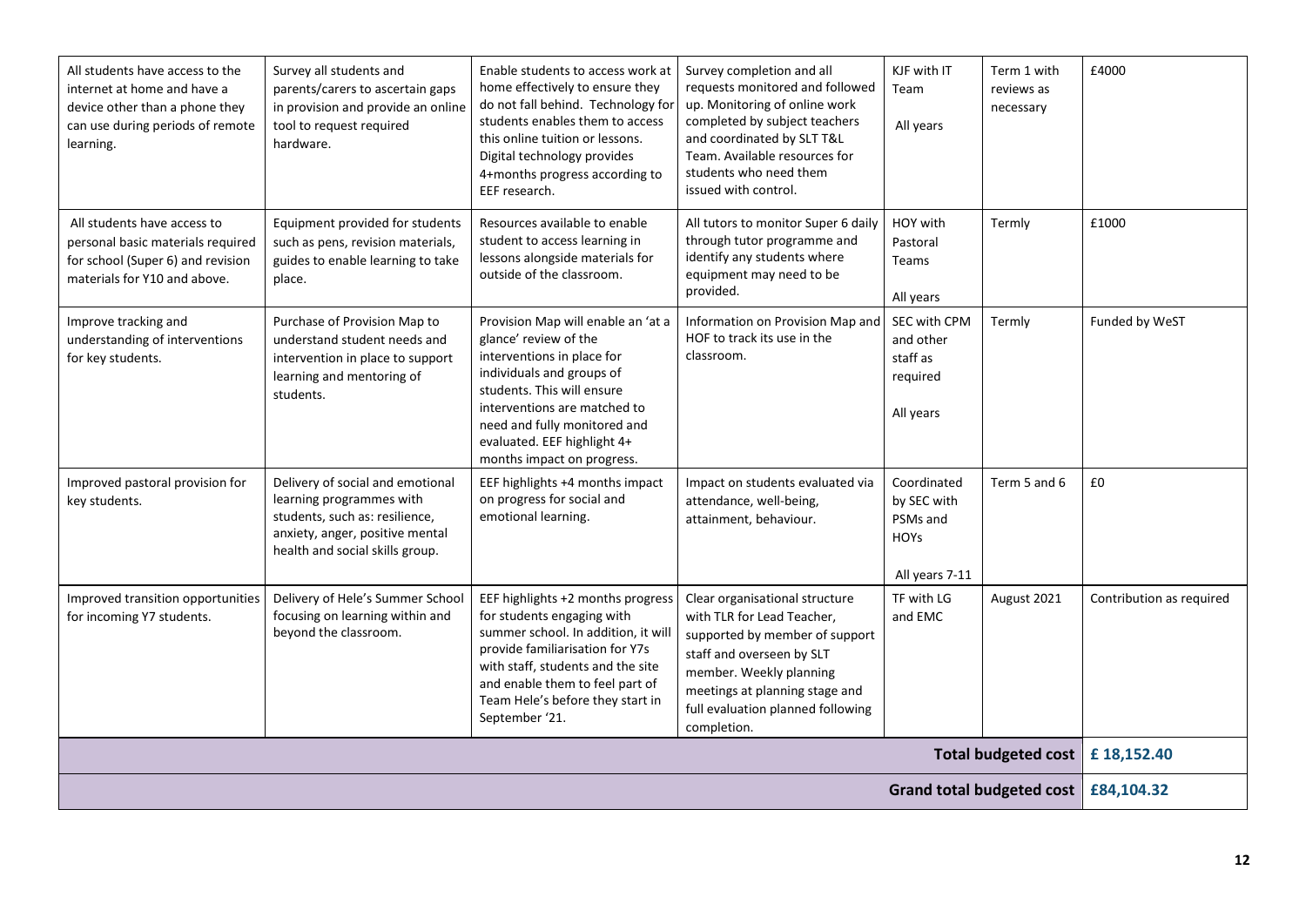| | | | | | | |
|---|---|---|---|---|---|---|
| All students have access to the internet at home and have a device other than a phone they can use during periods of remote learning. | Survey all students and parents/carers to ascertain gaps in provision and provide an online tool to request required hardware. | Enable students to access work at home effectively to ensure they do not fall behind. Technology for students enables them to access this online tuition or lessons. Digital technology provides 4+months progress according to EEF research. | Survey completion and all requests monitored and followed up. Monitoring of online work completed by subject teachers and coordinated by SLT T&L Team. Available resources for students who need them issued with control. | KJF with IT Team<br><br>All years | Term 1 with reviews as necessary | £4000 |
| All students have access to personal basic materials required for school (Super 6) and revision materials for Y10 and above. | Equipment provided for students such as pens, revision materials, guides to enable learning to take place. | Resources available to enable student to access learning in lessons alongside materials for outside of the classroom. | All tutors to monitor Super 6 daily through tutor programme and identify any students where equipment may need to be provided. | HOY with Pastoral Teams<br><br>All years | Termly | £1000 |
| Improve tracking and understanding of interventions for key students. | Purchase of Provision Map to understand student needs and intervention in place to support learning and mentoring of students. | Provision Map will enable an 'at a glance' review of the interventions in place for individuals and groups of students. This will ensure interventions are matched to need and fully monitored and evaluated. EEF highlight 4+ months impact on progress. | Information on Provision Map and HOF to track its use in the classroom. | SEC with CPM and other staff as required<br><br>All years | Termly | Funded by WeST |
| Improved pastoral provision for key students. | Delivery of social and emotional learning programmes with students, such as: resilience, anxiety, anger, positive mental health and social skills group. | EEF highlights +4 months impact on progress for social and emotional learning. | Impact on students evaluated via attendance, well-being, attainment, behaviour. | Coordinated by SEC with PSMs and HOYs<br><br>All years 7-11 | Term 5 and 6 | £0 |
| Improved transition opportunities for incoming Y7 students. | Delivery of Hele's Summer School focusing on learning within and beyond the classroom. | EEF highlights +2 months progress for students engaging with summer school. In addition, it will provide familiarisation for Y7s with staff, students and the site and enable them to feel part of Team Hele's before they start in September '21. | Clear organisational structure with TLR for Lead Teacher, supported by member of support staff and overseen by SLT member. Weekly planning meetings at planning stage and full evaluation planned following completion. | TF with LG and EMC | August 2021 | Contribution as required |
| | | | | | **Total budgeted cost** | **£ 18,152.40** |
| | | | | | **Grand total budgeted cost** | **£84,104.32** |